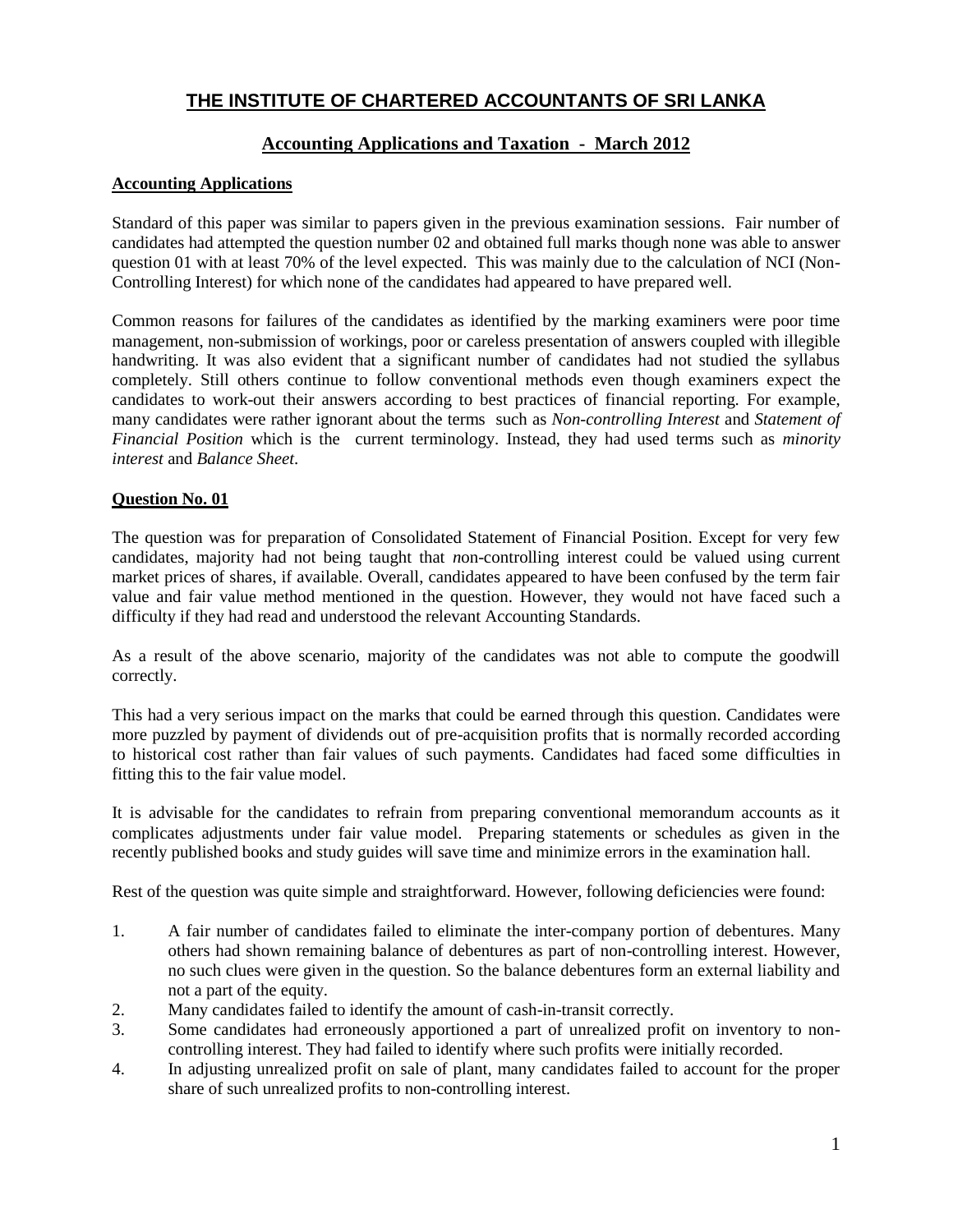# THE INSTITUTE OF CHARTERED ACCOUNTANTS OF SRI LANKA

## Accounting Applications and Taxation - March 2012

### Accounting Applications

Standard of this paper was similar to papers given in the previous examination sessions. Fair number of candidates had attempted the question number 02 and obtained full marks though none was able to answer question 01 with at least 70% of the level expected. This was mainly due to the calculation of NCI (Non-Controlling Interest) for which none of the candidates had appeared to have prepared well.

Common reasons for failures of the candidates as identified by the marking examiners were poor time management, non-submission of workings, poor or careless presentation of answers coupled with illegible handwriting. It was also evident that a significant number of candidates had not studied the syllabus completely. Still others continue to follow conventional methods even though examiners expect the candidates to work-out their answers according to best practices of financial reporting. For example, many candidates were rather ignorant about the terms such as *Non-controlling Interest* and *Statement of Financial Position* which is the current terminology. Instead, they had used terms such as *minority interest* and *Balance Sheet*.

### Question No. 01

The question was for preparation of Consolidated Statement of Financial Position. Except for very few candidates, majority had not being taught that *n*on-controlling interest could be valued using current market prices of shares, if available. Overall, candidates appeared to have been confused by the term fair value and fair value method mentioned in the question. However, they would not have faced such a difficulty if they had read and understood the relevant Accounting Standards.

As a result of the above scenario, majority of the candidates was not able to compute the goodwill correctly.

This had a very serious impact on the marks that could be earned through this question. Candidates were more puzzled by payment of dividends out of pre-acquisition profits that is normally recorded according to historical cost rather than fair values of such payments. Candidates had faced some difficulties in fitting this to the fair value model.

It is advisable for the candidates to refrain from preparing conventional memorandum accounts as it complicates adjustments under fair value model. Preparing statements or schedules as given in the recently published books and study guides will save time and minimize errors in the examination hall.

Rest of the question was quite simple and straightforward. However, following deficiencies were found:

1. A fair number of candidates failed to eliminate the inter-company portion of debentures. Many others had shown remaining balance of debentures as part of non-controlling interest. However, no such clues were given in the question. So the balance debentures form an external liability and not a part of the equity.
2. Many candidates failed to identify the amount of cash-in-transit correctly.
3. Some candidates had erroneously apportioned a part of unrealized profit on inventory to non-controlling interest. They had failed to identify where such profits were initially recorded.
4. In adjusting unrealized profit on sale of plant, many candidates failed to account for the proper share of such unrealized profits to non-controlling interest.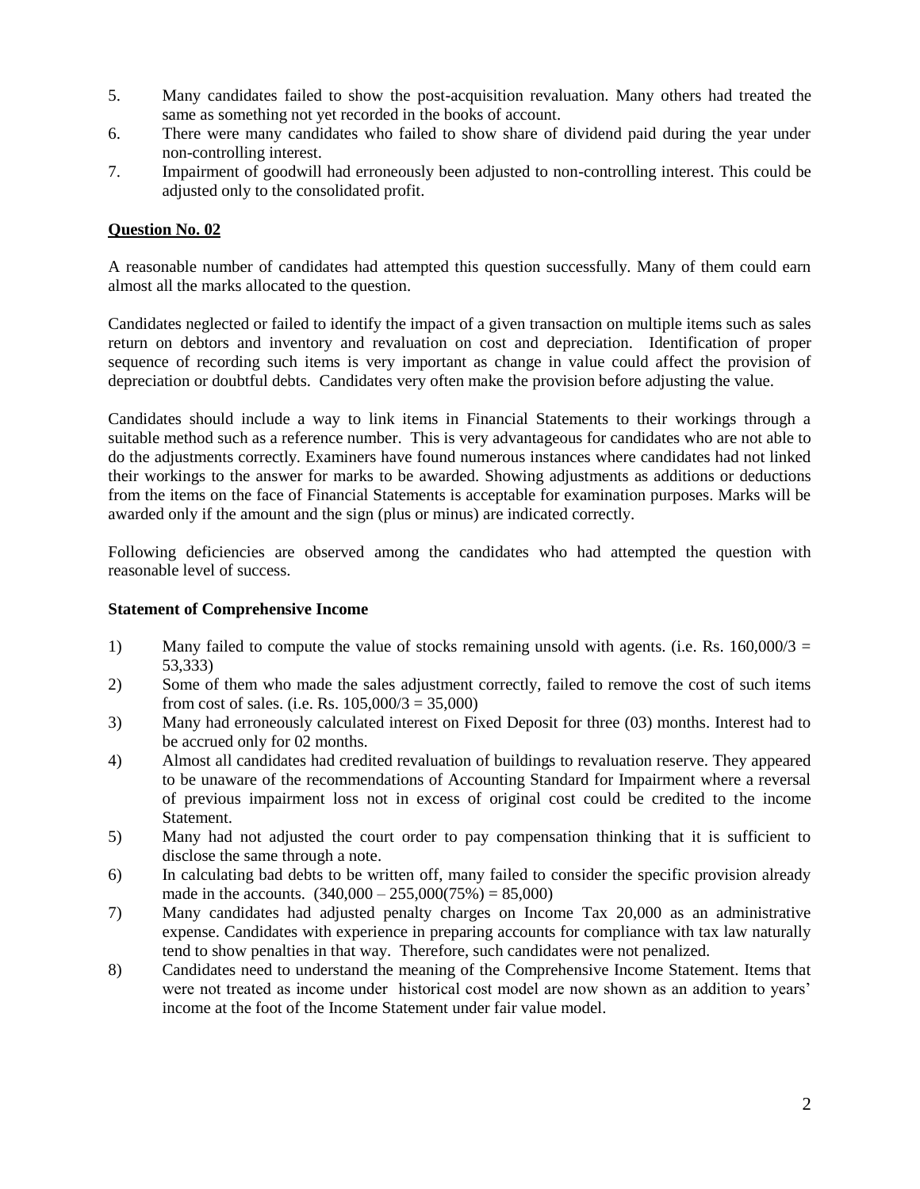5. Many candidates failed to show the post-acquisition revaluation. Many others had treated the same as something not yet recorded in the books of account.
6. There were many candidates who failed to show share of dividend paid during the year under non-controlling interest.
7. Impairment of goodwill had erroneously been adjusted to non-controlling interest. This could be adjusted only to the consolidated profit.

## Question No. 02

A reasonable number of candidates had attempted this question successfully. Many of them could earn almost all the marks allocated to the question.

Candidates neglected or failed to identify the impact of a given transaction on multiple items such as sales return on debtors and inventory and revaluation on cost and depreciation. Identification of proper sequence of recording such items is very important as change in value could affect the provision of depreciation or doubtful debts. Candidates very often make the provision before adjusting the value.

Candidates should include a way to link items in Financial Statements to their workings through a suitable method such as a reference number. This is very advantageous for candidates who are not able to do the adjustments correctly. Examiners have found numerous instances where candidates had not linked their workings to the answer for marks to be awarded. Showing adjustments as additions or deductions from the items on the face of Financial Statements is acceptable for examination purposes. Marks will be awarded only if the amount and the sign (plus or minus) are indicated correctly.

Following deficiencies are observed among the candidates who had attempted the question with reasonable level of success.

### Statement of Comprehensive Income

1) Many failed to compute the value of stocks remaining unsold with agents. (i.e. Rs. 160,000/3 = 53,333)
2) Some of them who made the sales adjustment correctly, failed to remove the cost of such items from cost of sales. (i.e. Rs. 105,000/3 = 35,000)
3) Many had erroneously calculated interest on Fixed Deposit for three (03) months. Interest had to be accrued only for 02 months.
4) Almost all candidates had credited revaluation of buildings to revaluation reserve. They appeared to be unaware of the recommendations of Accounting Standard for Impairment where a reversal of previous impairment loss not in excess of original cost could be credited to the income Statement.
5) Many had not adjusted the court order to pay compensation thinking that it is sufficient to disclose the same through a note.
6) In calculating bad debts to be written off, many failed to consider the specific provision already made in the accounts. (340,000 – 255,000(75%) = 85,000)
7) Many candidates had adjusted penalty charges on Income Tax 20,000 as an administrative expense. Candidates with experience in preparing accounts for compliance with tax law naturally tend to show penalties in that way. Therefore, such candidates were not penalized.
8) Candidates need to understand the meaning of the Comprehensive Income Statement. Items that were not treated as income under historical cost model are now shown as an addition to years' income at the foot of the Income Statement under fair value model.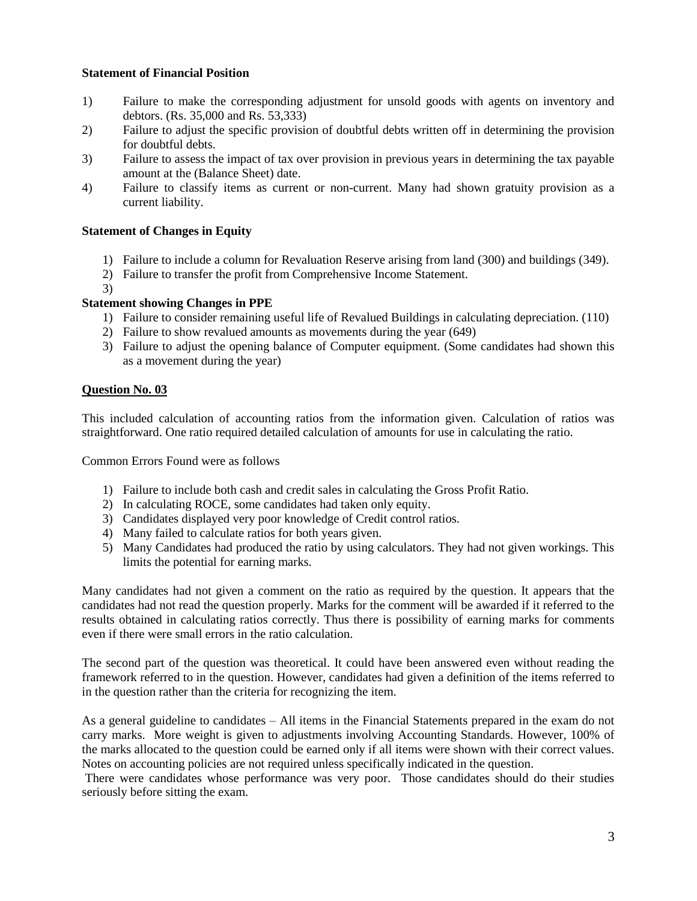**Statement of Financial Position**

1) Failure to make the corresponding adjustment for unsold goods with agents on inventory and debtors. (Rs. 35,000 and Rs. 53,333)
2) Failure to adjust the specific provision of doubtful debts written off in determining the provision for doubtful debts.
3) Failure to assess the impact of tax over provision in previous years in determining the tax payable amount at the (Balance Sheet) date.
4) Failure to classify items as current or non-current. Many had shown gratuity provision as a current liability.

**Statement of Changes in Equity**

1) Failure to include a column for Revaluation Reserve arising from land (300) and buildings (349).
2) Failure to transfer the profit from Comprehensive Income Statement.
3)

**Statement showing Changes in PPE**

1) Failure to consider remaining useful life of Revalued Buildings in calculating depreciation. (110)
2) Failure to show revalued amounts as movements during the year (649)
3) Failure to adjust the opening balance of Computer equipment. (Some candidates had shown this as a movement during the year)

## Question No. 03

This included calculation of accounting ratios from the information given. Calculation of ratios was straightforward. One ratio required detailed calculation of amounts for use in calculating the ratio.

Common Errors Found were as follows

1) Failure to include both cash and credit sales in calculating the Gross Profit Ratio.
2) In calculating ROCE, some candidates had taken only equity.
3) Candidates displayed very poor knowledge of Credit control ratios.
4) Many failed to calculate ratios for both years given.
5) Many Candidates had produced the ratio by using calculators. They had not given workings. This limits the potential for earning marks.

Many candidates had not given a comment on the ratio as required by the question. It appears that the candidates had not read the question properly. Marks for the comment will be awarded if it referred to the results obtained in calculating ratios correctly. Thus there is possibility of earning marks for comments even if there were small errors in the ratio calculation.

The second part of the question was theoretical. It could have been answered even without reading the framework referred to in the question. However, candidates had given a definition of the items referred to in the question rather than the criteria for recognizing the item.

As a general guideline to candidates – All items in the Financial Statements prepared in the exam do not carry marks. More weight is given to adjustments involving Accounting Standards. However, 100% of the marks allocated to the question could be earned only if all items were shown with their correct values. Notes on accounting policies are not required unless specifically indicated in the question.

There were candidates whose performance was very poor. Those candidates should do their studies seriously before sitting the exam.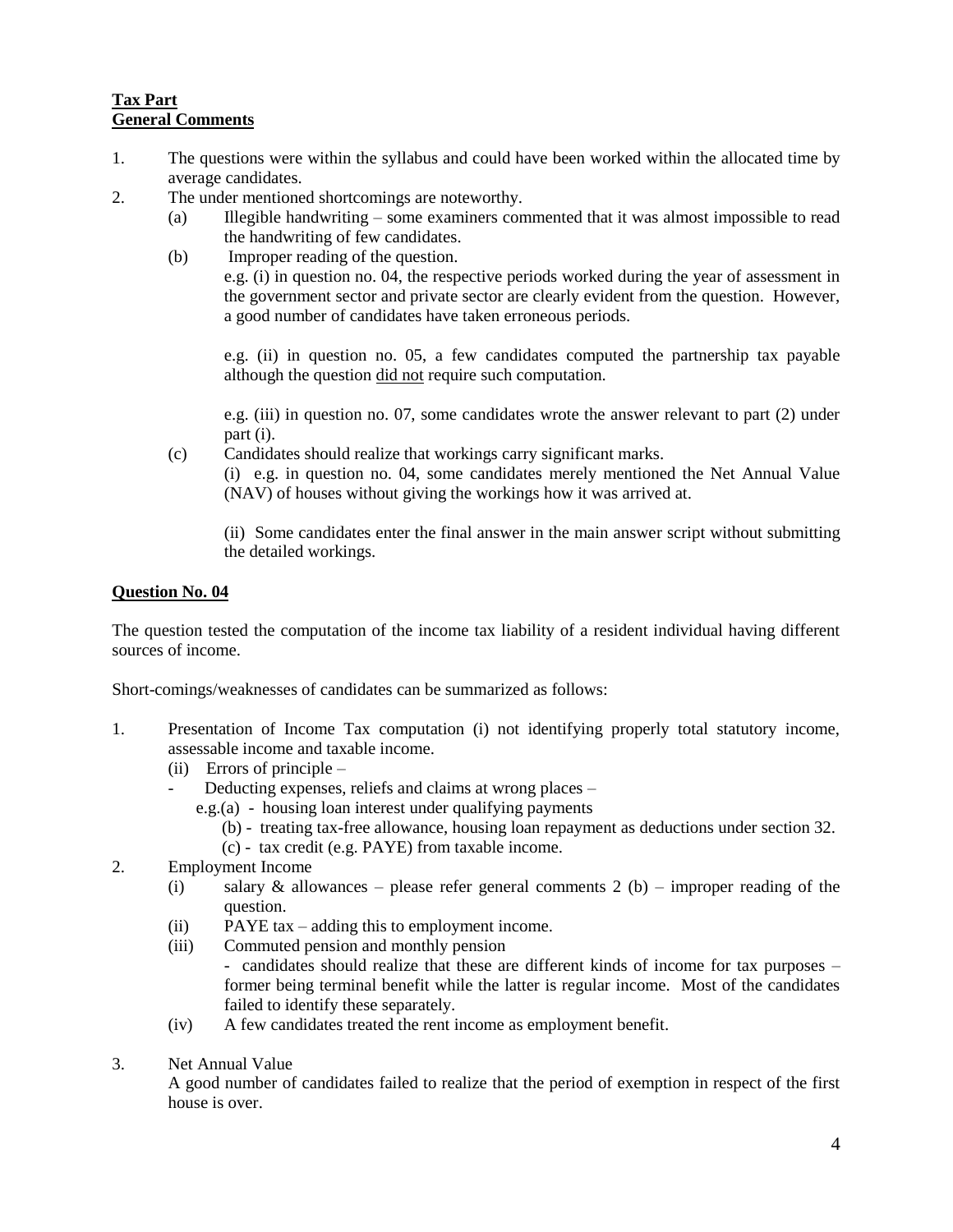**Tax Part**
**General Comments**

1. The questions were within the syllabus and could have been worked within the allocated time by average candidates.
2. The under mentioned shortcomings are noteworthy.
   - (a) Illegible handwriting – some examiners commented that it was almost impossible to read the handwriting of few candidates.
   - (b) Improper reading of the question.

     e.g. (i) in question no. 04, the respective periods worked during the year of assessment in the government sector and private sector are clearly evident from the question. However, a good number of candidates have taken erroneous periods.

     e.g. (ii) in question no. 05, a few candidates computed the partnership tax payable although the question <u>did not</u> require such computation.

     e.g. (iii) in question no. 07, some candidates wrote the answer relevant to part (2) under part (i).
   - (c) Candidates should realize that workings carry significant marks.

     (i) e.g. in question no. 04, some candidates merely mentioned the Net Annual Value (NAV) of houses without giving the workings how it was arrived at.

     (ii) Some candidates enter the final answer in the main answer script without submitting the detailed workings.

**Question No. 04**

The question tested the computation of the income tax liability of a resident individual having different sources of income.

Short-comings/weaknesses of candidates can be summarized as follows:

1. Presentation of Income Tax computation (i) not identifying properly total statutory income, assessable income and taxable income.
   - (ii) Errors of principle –
     - Deducting expenses, reliefs and claims at wrong places –
       - e.g.(a) - housing loan interest under qualifying payments
       - (b) - treating tax-free allowance, housing loan repayment as deductions under section 32.
       - (c) - tax credit (e.g. PAYE) from taxable income.
2. Employment Income
   - (i) salary & allowances – please refer general comments 2 (b) – improper reading of the question.
   - (ii) PAYE tax – adding this to employment income.
   - (iii) Commuted pension and monthly pension
     - candidates should realize that these are different kinds of income for tax purposes – former being terminal benefit while the latter is regular income. Most of the candidates failed to identify these separately.
   - (iv) A few candidates treated the rent income as employment benefit.
3. Net Annual Value

   A good number of candidates failed to realize that the period of exemption in respect of the first house is over.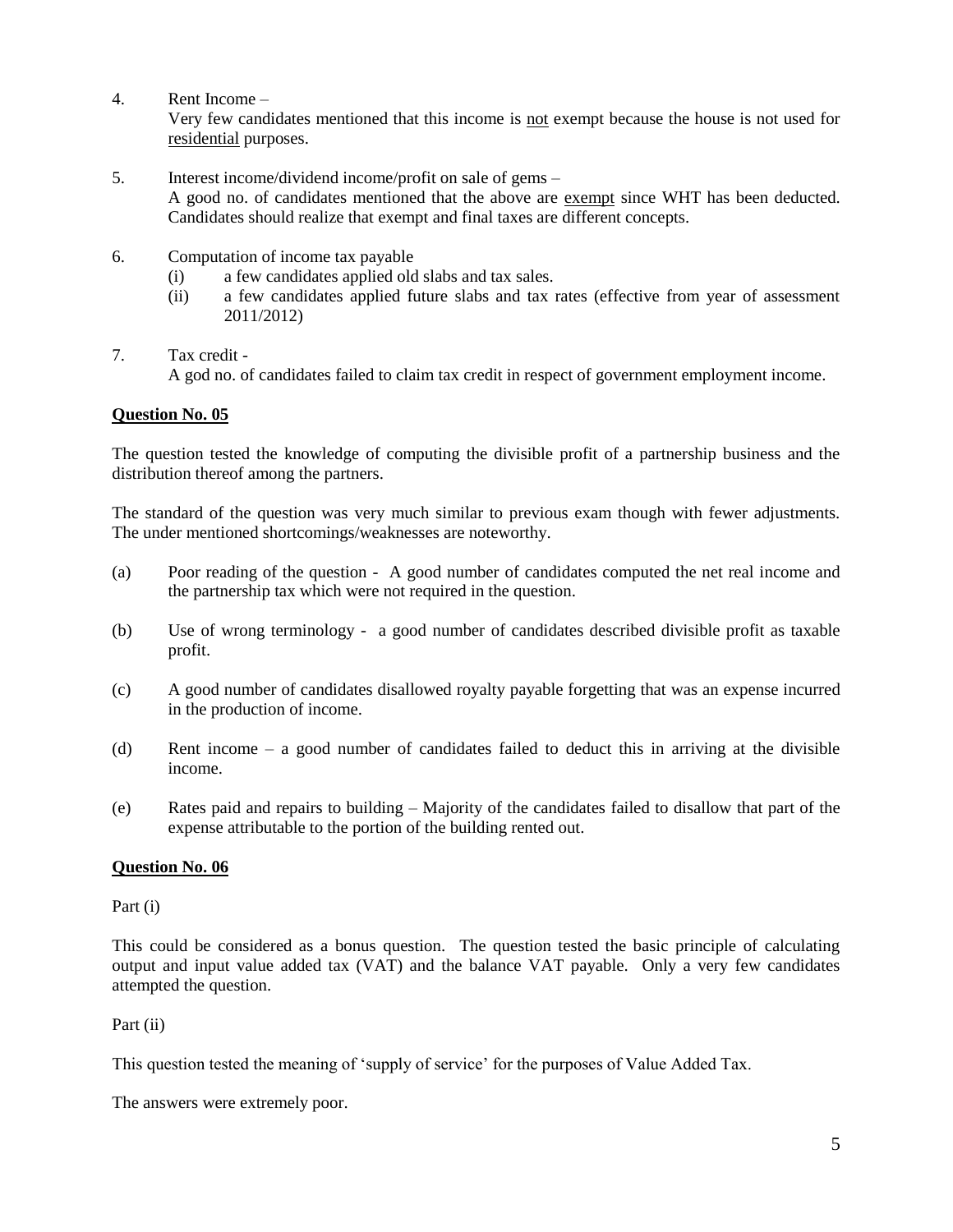4. Rent Income –
   Very few candidates mentioned that this income is <u>not</u> exempt because the house is not used for <u>residential</u> purposes.

5. Interest income/dividend income/profit on sale of gems –
   A good no. of candidates mentioned that the above are <u>exempt</u> since WHT has been deducted. Candidates should realize that exempt and final taxes are different concepts.

6. Computation of income tax payable
   (i) a few candidates applied old slabs and tax sales.
   (ii) a few candidates applied future slabs and tax rates (effective from year of assessment 2011/2012)

7. Tax credit -
   A god no. of candidates failed to claim tax credit in respect of government employment income.

## Question No. 05

The question tested the knowledge of computing the divisible profit of a partnership business and the distribution thereof among the partners.

The standard of the question was very much similar to previous exam though with fewer adjustments. The under mentioned shortcomings/weaknesses are noteworthy.

(a) Poor reading of the question - A good number of candidates computed the net real income and the partnership tax which were not required in the question.

(b) Use of wrong terminology - a good number of candidates described divisible profit as taxable profit.

(c) A good number of candidates disallowed royalty payable forgetting that was an expense incurred in the production of income.

(d) Rent income – a good number of candidates failed to deduct this in arriving at the divisible income.

(e) Rates paid and repairs to building – Majority of the candidates failed to disallow that part of the expense attributable to the portion of the building rented out.

## Question No. 06

Part (i)

This could be considered as a bonus question. The question tested the basic principle of calculating output and input value added tax (VAT) and the balance VAT payable. Only a very few candidates attempted the question.

Part (ii)

This question tested the meaning of 'supply of service' for the purposes of Value Added Tax.

The answers were extremely poor.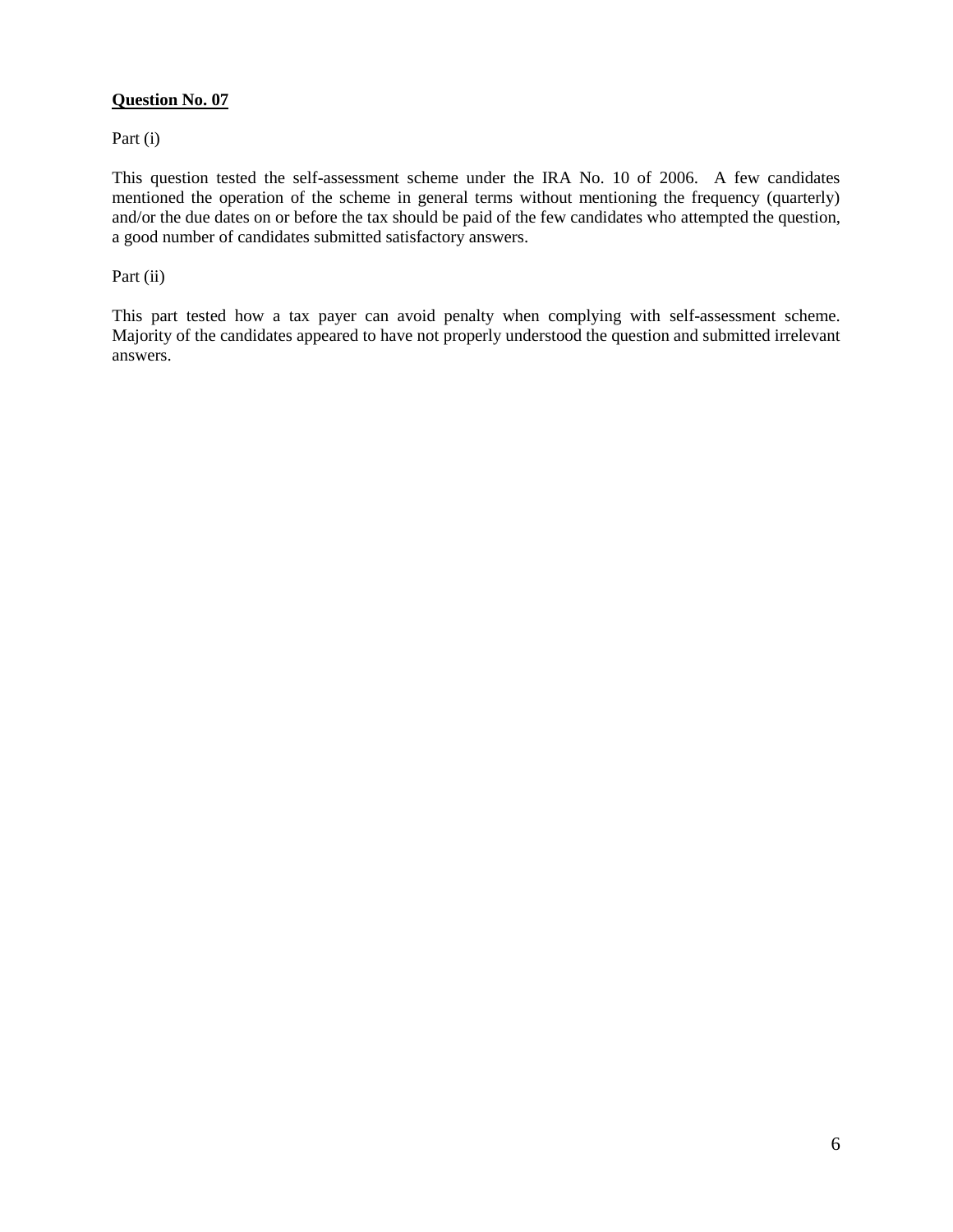**Question No. 07**

Part (i)

This question tested the self-assessment scheme under the IRA No. 10 of 2006. A few candidates mentioned the operation of the scheme in general terms without mentioning the frequency (quarterly) and/or the due dates on or before the tax should be paid of the few candidates who attempted the question, a good number of candidates submitted satisfactory answers.

Part (ii)

This part tested how a tax payer can avoid penalty when complying with self-assessment scheme. Majority of the candidates appeared to have not properly understood the question and submitted irrelevant answers.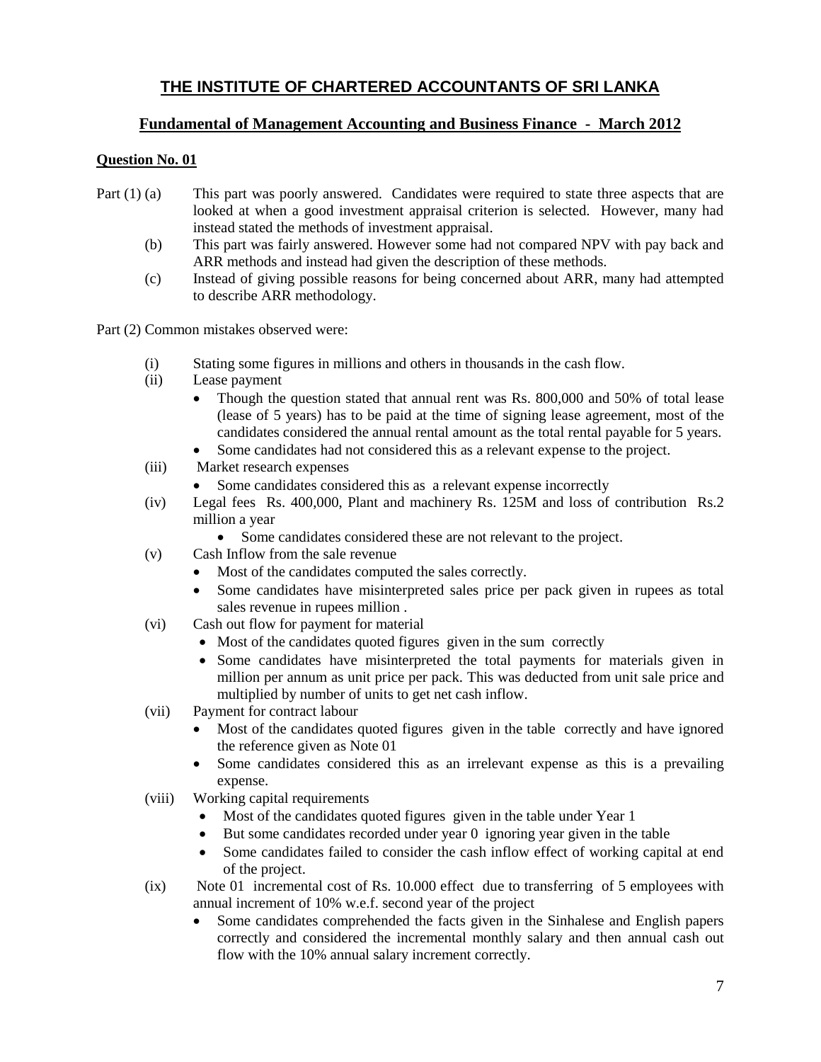# THE INSTITUTE OF CHARTERED ACCOUNTANTS OF SRI LANKA

## Fundamental of Management Accounting and Business Finance - March 2012

**Question No. 01**

Part (1) (a) This part was poorly answered. Candidates were required to state three aspects that are looked at when a good investment appraisal criterion is selected. However, many had instead stated the methods of investment appraisal.

(b) This part was fairly answered. However some had not compared NPV with pay back and ARR methods and instead had given the description of these methods.

(c) Instead of giving possible reasons for being concerned about ARR, many had attempted to describe ARR methodology.

Part (2) Common mistakes observed were:

(i) Stating some figures in millions and others in thousands in the cash flow.

(ii) Lease payment

- Though the question stated that annual rent was Rs. 800,000 and 50% of total lease (lease of 5 years) has to be paid at the time of signing lease agreement, most of the candidates considered the annual rental amount as the total rental payable for 5 years.
- Some candidates had not considered this as a relevant expense to the project.

(iii) Market research expenses

- Some candidates considered this as a relevant expense incorrectly

(iv) Legal fees Rs. 400,000, Plant and machinery Rs. 125M and loss of contribution Rs.2 million a year

- Some candidates considered these are not relevant to the project.

(v) Cash Inflow from the sale revenue

- Most of the candidates computed the sales correctly.
- Some candidates have misinterpreted sales price per pack given in rupees as total sales revenue in rupees million .

(vi) Cash out flow for payment for material

- Most of the candidates quoted figures given in the sum correctly
- Some candidates have misinterpreted the total payments for materials given in million per annum as unit price per pack. This was deducted from unit sale price and multiplied by number of units to get net cash inflow.

(vii) Payment for contract labour

- Most of the candidates quoted figures given in the table correctly and have ignored the reference given as Note 01
- Some candidates considered this as an irrelevant expense as this is a prevailing expense.

(viii) Working capital requirements

- Most of the candidates quoted figures given in the table under Year 1
- But some candidates recorded under year 0 ignoring year given in the table
- Some candidates failed to consider the cash inflow effect of working capital at end of the project.

(ix) Note 01 incremental cost of Rs. 10.000 effect due to transferring of 5 employees with annual increment of 10% w.e.f. second year of the project

- Some candidates comprehended the facts given in the Sinhalese and English papers correctly and considered the incremental monthly salary and then annual cash out flow with the 10% annual salary increment correctly.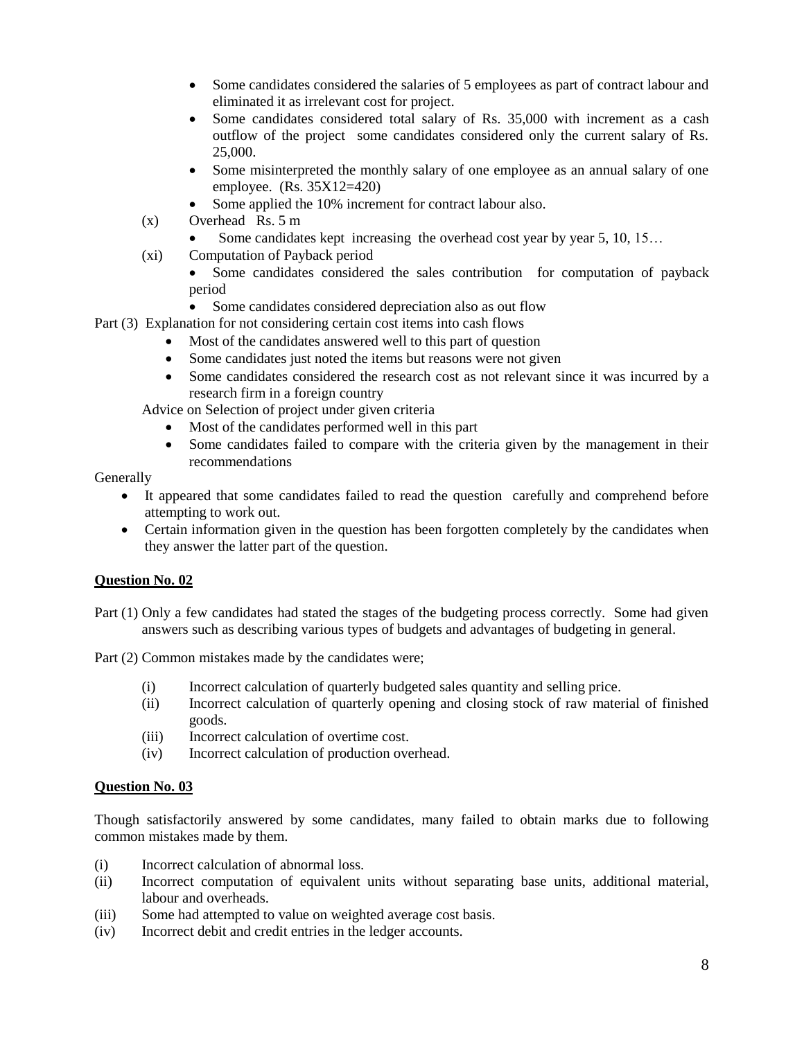- Some candidates considered the salaries of 5 employees as part of contract labour and eliminated it as irrelevant cost for project.
- Some candidates considered total salary of Rs. 35,000 with increment as a cash outflow of the project some candidates considered only the current salary of Rs. 25,000.
- Some misinterpreted the monthly salary of one employee as an annual salary of one employee. (Rs. 35X12=420)
- Some applied the 10% increment for contract labour also.

(x) Overhead Rs. 5 m

- Some candidates kept increasing the overhead cost year by year 5, 10, 15…

(xi) Computation of Payback period

- Some candidates considered the sales contribution for computation of payback period
- Some candidates considered depreciation also as out flow

Part (3) Explanation for not considering certain cost items into cash flows

- Most of the candidates answered well to this part of question
- Some candidates just noted the items but reasons were not given
- Some candidates considered the research cost as not relevant since it was incurred by a research firm in a foreign country

Advice on Selection of project under given criteria

- Most of the candidates performed well in this part
- Some candidates failed to compare with the criteria given by the management in their recommendations

Generally

- It appeared that some candidates failed to read the question carefully and comprehend before attempting to work out.
- Certain information given in the question has been forgotten completely by the candidates when they answer the latter part of the question.

## Question No. 02

Part (1) Only a few candidates had stated the stages of the budgeting process correctly. Some had given answers such as describing various types of budgets and advantages of budgeting in general.

Part (2) Common mistakes made by the candidates were;

(i) Incorrect calculation of quarterly budgeted sales quantity and selling price.
(ii) Incorrect calculation of quarterly opening and closing stock of raw material of finished goods.
(iii) Incorrect calculation of overtime cost.
(iv) Incorrect calculation of production overhead.

## Question No. 03

Though satisfactorily answered by some candidates, many failed to obtain marks due to following common mistakes made by them.

(i) Incorrect calculation of abnormal loss.
(ii) Incorrect computation of equivalent units without separating base units, additional material, labour and overheads.
(iii) Some had attempted to value on weighted average cost basis.
(iv) Incorrect debit and credit entries in the ledger accounts.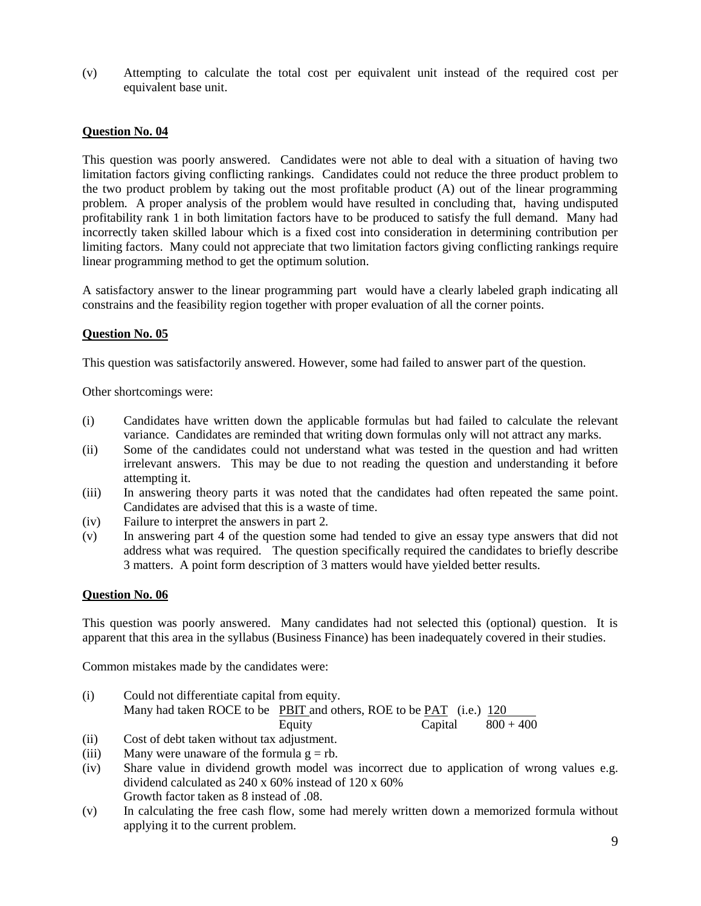(v) Attempting to calculate the total cost per equivalent unit instead of the required cost per equivalent base unit.

**Question No. 04**

This question was poorly answered. Candidates were not able to deal with a situation of having two limitation factors giving conflicting rankings. Candidates could not reduce the three product problem to the two product problem by taking out the most profitable product (A) out of the linear programming problem. A proper analysis of the problem would have resulted in concluding that, having undisputed profitability rank 1 in both limitation factors have to be produced to satisfy the full demand. Many had incorrectly taken skilled labour which is a fixed cost into consideration in determining contribution per limiting factors. Many could not appreciate that two limitation factors giving conflicting rankings require linear programming method to get the optimum solution.

A satisfactory answer to the linear programming part would have a clearly labeled graph indicating all constrains and the feasibility region together with proper evaluation of all the corner points.

**Question No. 05**

This question was satisfactorily answered. However, some had failed to answer part of the question.

Other shortcomings were:

(i) Candidates have written down the applicable formulas but had failed to calculate the relevant variance. Candidates are reminded that writing down formulas only will not attract any marks.
(ii) Some of the candidates could not understand what was tested in the question and had written irrelevant answers. This may be due to not reading the question and understanding it before attempting it.
(iii) In answering theory parts it was noted that the candidates had often repeated the same point. Candidates are advised that this is a waste of time.
(iv) Failure to interpret the answers in part 2.
(v) In answering part 4 of the question some had tended to give an essay type answers that did not address what was required. The question specifically required the candidates to briefly describe 3 matters. A point form description of 3 matters would have yielded better results.

**Question No. 06**

This question was poorly answered. Many candidates had not selected this (optional) question. It is apparent that this area in the syllabus (Business Finance) has been inadequately covered in their studies.

Common mistakes made by the candidates were:

(i) Could not differentiate capital from equity.
Many had taken ROCE to be $\frac{\text{PBIT}}{\text{Equity}}$ and others, ROE to be $\frac{\text{PAT}}{\text{Capital}}$ (i.e.) $\frac{120}{800 + 400}$
(ii) Cost of debt taken without tax adjustment.
(iii) Many were unaware of the formula $g = rb$.
(iv) Share value in dividend growth model was incorrect due to application of wrong values e.g. dividend calculated as 240 x 60% instead of 120 x 60%
Growth factor taken as 8 instead of .08.
(v) In calculating the free cash flow, some had merely written down a memorized formula without applying it to the current problem.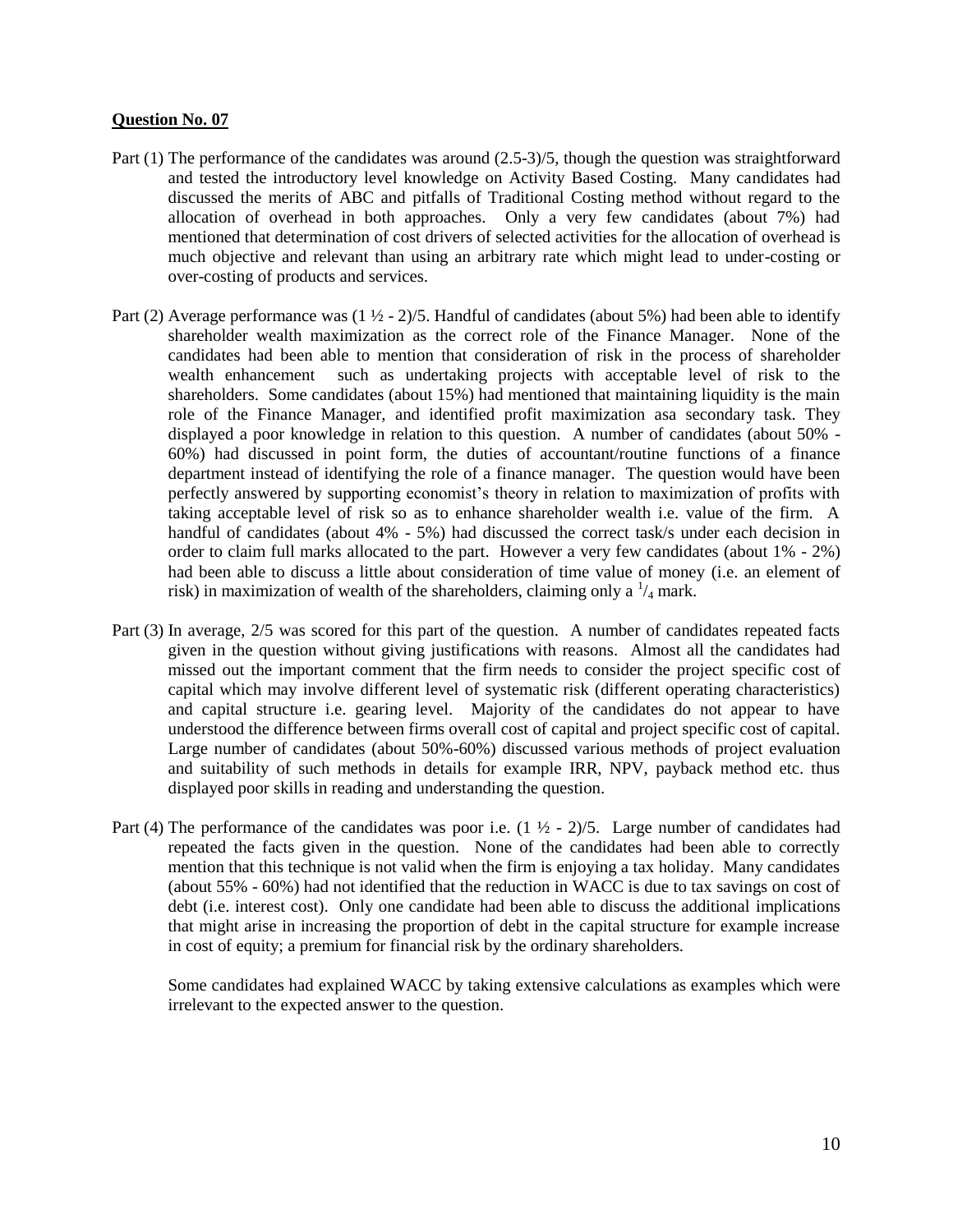**Question No. 07**

Part (1) The performance of the candidates was around (2.5-3)/5, though the question was straightforward and tested the introductory level knowledge on Activity Based Costing. Many candidates had discussed the merits of ABC and pitfalls of Traditional Costing method without regard to the allocation of overhead in both approaches. Only a very few candidates (about 7%) had mentioned that determination of cost drivers of selected activities for the allocation of overhead is much objective and relevant than using an arbitrary rate which might lead to under-costing or over-costing of products and services.

Part (2) Average performance was (1 ½ - 2)/5. Handful of candidates (about 5%) had been able to identify shareholder wealth maximization as the correct role of the Finance Manager. None of the candidates had been able to mention that consideration of risk in the process of shareholder wealth enhancement such as undertaking projects with acceptable level of risk to the shareholders. Some candidates (about 15%) had mentioned that maintaining liquidity is the main role of the Finance Manager, and identified profit maximization asa secondary task. They displayed a poor knowledge in relation to this question. A number of candidates (about 50% - 60%) had discussed in point form, the duties of accountant/routine functions of a finance department instead of identifying the role of a finance manager. The question would have been perfectly answered by supporting economist's theory in relation to maximization of profits with taking acceptable level of risk so as to enhance shareholder wealth i.e. value of the firm. A handful of candidates (about 4% - 5%) had discussed the correct task/s under each decision in order to claim full marks allocated to the part. However a very few candidates (about 1% - 2%) had been able to discuss a little about consideration of time value of money (i.e. an element of risk) in maximization of wealth of the shareholders, claiming only a $^1/_4$ mark.

Part (3) In average, 2/5 was scored for this part of the question. A number of candidates repeated facts given in the question without giving justifications with reasons. Almost all the candidates had missed out the important comment that the firm needs to consider the project specific cost of capital which may involve different level of systematic risk (different operating characteristics) and capital structure i.e. gearing level. Majority of the candidates do not appear to have understood the difference between firms overall cost of capital and project specific cost of capital. Large number of candidates (about 50%-60%) discussed various methods of project evaluation and suitability of such methods in details for example IRR, NPV, payback method etc. thus displayed poor skills in reading and understanding the question.

Part (4) The performance of the candidates was poor i.e. (1 ½ - 2)/5. Large number of candidates had repeated the facts given in the question. None of the candidates had been able to correctly mention that this technique is not valid when the firm is enjoying a tax holiday. Many candidates (about 55% - 60%) had not identified that the reduction in WACC is due to tax savings on cost of debt (i.e. interest cost). Only one candidate had been able to discuss the additional implications that might arise in increasing the proportion of debt in the capital structure for example increase in cost of equity; a premium for financial risk by the ordinary shareholders.

Some candidates had explained WACC by taking extensive calculations as examples which were irrelevant to the expected answer to the question.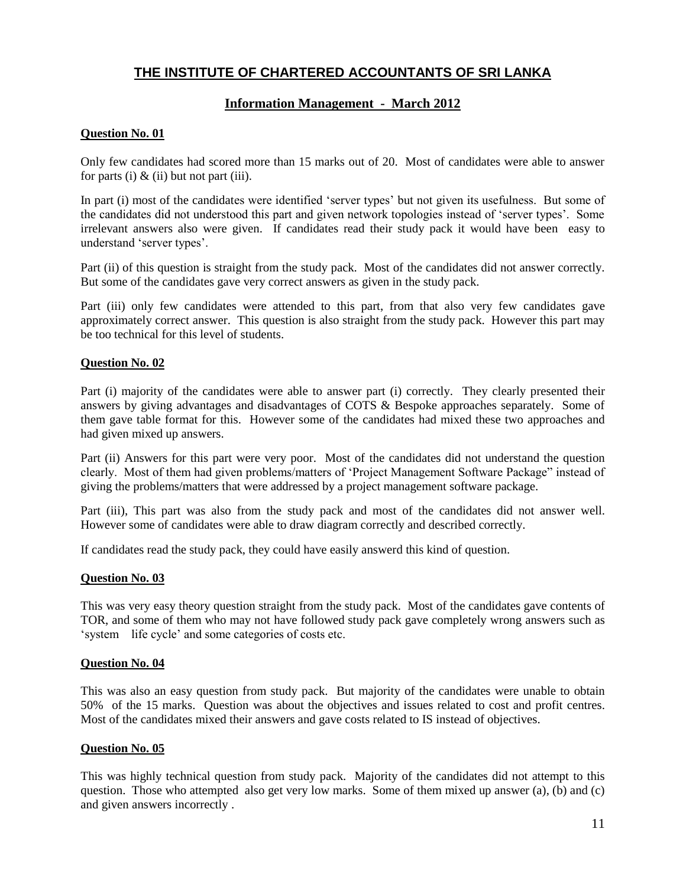# THE INSTITUTE OF CHARTERED ACCOUNTANTS OF SRI LANKA

## Information Management - March 2012

### Question No. 01

Only few candidates had scored more than 15 marks out of 20. Most of candidates were able to answer for parts (i) & (ii) but not part (iii).

In part (i) most of the candidates were identified 'server types' but not given its usefulness. But some of the candidates did not understood this part and given network topologies instead of 'server types'. Some irrelevant answers also were given. If candidates read their study pack it would have been easy to understand 'server types'.

Part (ii) of this question is straight from the study pack. Most of the candidates did not answer correctly. But some of the candidates gave very correct answers as given in the study pack.

Part (iii) only few candidates were attended to this part, from that also very few candidates gave approximately correct answer. This question is also straight from the study pack. However this part may be too technical for this level of students.

### Question No. 02

Part (i) majority of the candidates were able to answer part (i) correctly. They clearly presented their answers by giving advantages and disadvantages of COTS & Bespoke approaches separately. Some of them gave table format for this. However some of the candidates had mixed these two approaches and had given mixed up answers.

Part (ii) Answers for this part were very poor. Most of the candidates did not understand the question clearly. Most of them had given problems/matters of 'Project Management Software Package" instead of giving the problems/matters that were addressed by a project management software package.

Part (iii), This part was also from the study pack and most of the candidates did not answer well. However some of candidates were able to draw diagram correctly and described correctly.

If candidates read the study pack, they could have easily answerd this kind of question.

### Question No. 03

This was very easy theory question straight from the study pack. Most of the candidates gave contents of TOR, and some of them who may not have followed study pack gave completely wrong answers such as 'system life cycle' and some categories of costs etc.

### Question No. 04

This was also an easy question from study pack. But majority of the candidates were unable to obtain 50% of the 15 marks. Question was about the objectives and issues related to cost and profit centres. Most of the candidates mixed their answers and gave costs related to IS instead of objectives.

### Question No. 05

This was highly technical question from study pack. Majority of the candidates did not attempt to this question. Those who attempted also get very low marks. Some of them mixed up answer (a), (b) and (c) and given answers incorrectly .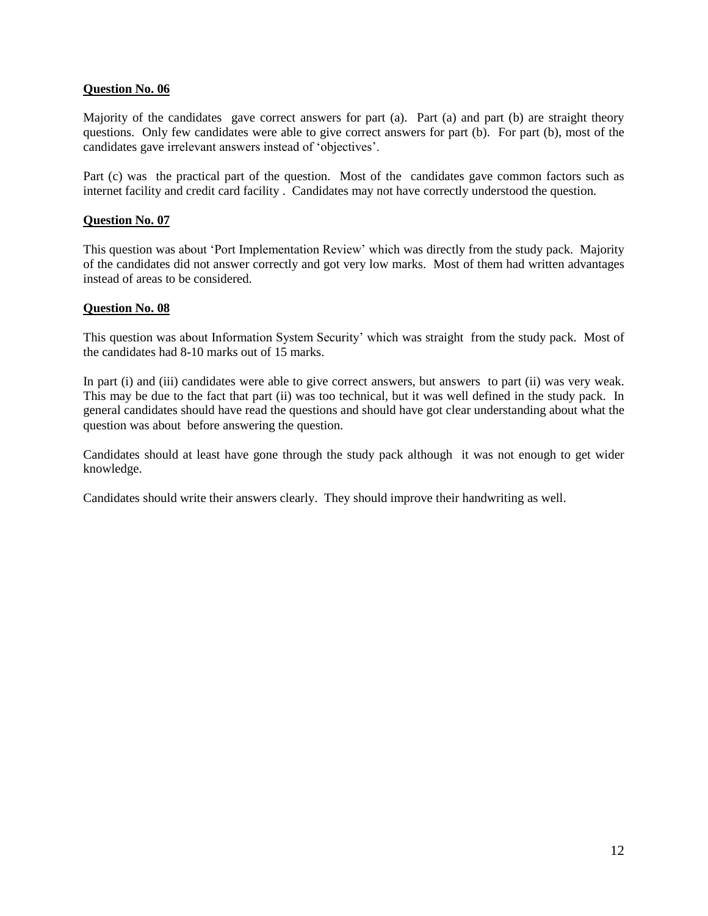**Question No. 06**

Majority of the candidates gave correct answers for part (a). Part (a) and part (b) are straight theory questions. Only few candidates were able to give correct answers for part (b). For part (b), most of the candidates gave irrelevant answers instead of 'objectives'.

Part (c) was the practical part of the question. Most of the candidates gave common factors such as internet facility and credit card facility . Candidates may not have correctly understood the question.

**Question No. 07**

This question was about 'Port Implementation Review' which was directly from the study pack. Majority of the candidates did not answer correctly and got very low marks. Most of them had written advantages instead of areas to be considered.

**Question No. 08**

This question was about Information System Security' which was straight from the study pack. Most of the candidates had 8-10 marks out of 15 marks.

In part (i) and (iii) candidates were able to give correct answers, but answers to part (ii) was very weak. This may be due to the fact that part (ii) was too technical, but it was well defined in the study pack. In general candidates should have read the questions and should have got clear understanding about what the question was about before answering the question.

Candidates should at least have gone through the study pack although it was not enough to get wider knowledge.

Candidates should write their answers clearly. They should improve their handwriting as well.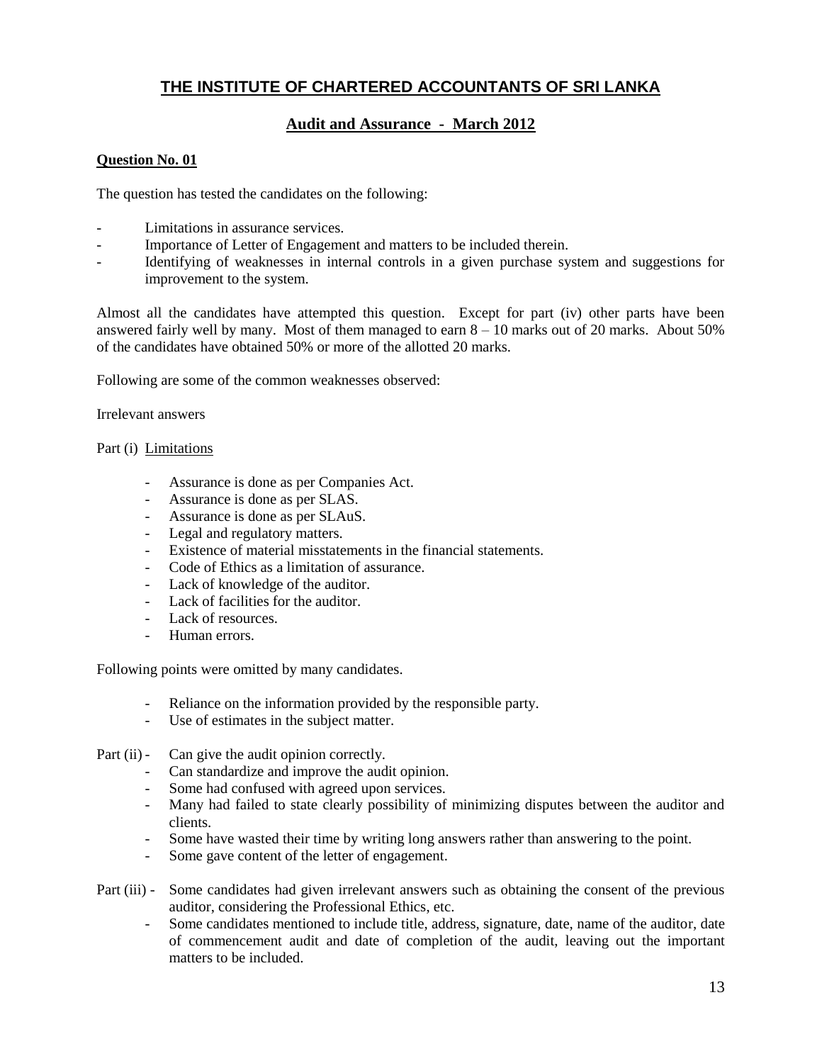# THE INSTITUTE OF CHARTERED ACCOUNTANTS OF SRI LANKA

## Audit and Assurance - March 2012

**Question No. 01**

The question has tested the candidates on the following:

- Limitations in assurance services.
- Importance of Letter of Engagement and matters to be included therein.
- Identifying of weaknesses in internal controls in a given purchase system and suggestions for improvement to the system.

Almost all the candidates have attempted this question. Except for part (iv) other parts have been answered fairly well by many. Most of them managed to earn 8 – 10 marks out of 20 marks. About 50% of the candidates have obtained 50% or more of the allotted 20 marks.

Following are some of the common weaknesses observed:

Irrelevant answers

Part (i) Limitations

- Assurance is done as per Companies Act.
- Assurance is done as per SLAS.
- Assurance is done as per SLAuS.
- Legal and regulatory matters.
- Existence of material misstatements in the financial statements.
- Code of Ethics as a limitation of assurance.
- Lack of knowledge of the auditor.
- Lack of facilities for the auditor.
- Lack of resources.
- Human errors.

Following points were omitted by many candidates.

- Reliance on the information provided by the responsible party.
- Use of estimates in the subject matter.

Part (ii)
- Can give the audit opinion correctly.
- Can standardize and improve the audit opinion.
- Some had confused with agreed upon services.
- Many had failed to state clearly possibility of minimizing disputes between the auditor and clients.
- Some have wasted their time by writing long answers rather than answering to the point.
- Some gave content of the letter of engagement.

Part (iii)
- Some candidates had given irrelevant answers such as obtaining the consent of the previous auditor, considering the Professional Ethics, etc.
- Some candidates mentioned to include title, address, signature, date, name of the auditor, date of commencement audit and date of completion of the audit, leaving out the important matters to be included.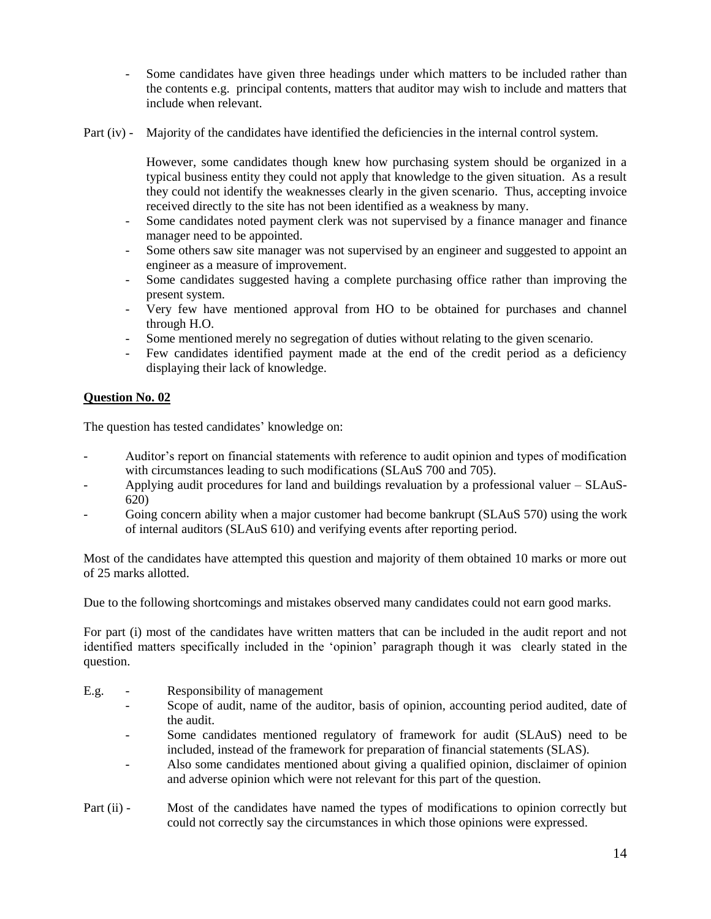- Some candidates have given three headings under which matters to be included rather than the contents e.g. principal contents, matters that auditor may wish to include and matters that include when relevant.

Part (iv) - Majority of the candidates have identified the deficiencies in the internal control system.

However, some candidates though knew how purchasing system should be organized in a typical business entity they could not apply that knowledge to the given situation. As a result they could not identify the weaknesses clearly in the given scenario. Thus, accepting invoice received directly to the site has not been identified as a weakness by many.

- Some candidates noted payment clerk was not supervised by a finance manager and finance manager need to be appointed.
- Some others saw site manager was not supervised by an engineer and suggested to appoint an engineer as a measure of improvement.
- Some candidates suggested having a complete purchasing office rather than improving the present system.
- Very few have mentioned approval from HO to be obtained for purchases and channel through H.O.
- Some mentioned merely no segregation of duties without relating to the given scenario.
- Few candidates identified payment made at the end of the credit period as a deficiency displaying their lack of knowledge.

**Question No. 02**

The question has tested candidates' knowledge on:

- Auditor's report on financial statements with reference to audit opinion and types of modification with circumstances leading to such modifications (SLAuS 700 and 705).
- Applying audit procedures for land and buildings revaluation by a professional valuer – SLAuS-620)
- Going concern ability when a major customer had become bankrupt (SLAuS 570) using the work of internal auditors (SLAuS 610) and verifying events after reporting period.

Most of the candidates have attempted this question and majority of them obtained 10 marks or more out of 25 marks allotted.

Due to the following shortcomings and mistakes observed many candidates could not earn good marks.

For part (i) most of the candidates have written matters that can be included in the audit report and not identified matters specifically included in the 'opinion' paragraph though it was clearly stated in the question.

E.g.
- Responsibility of management
- Scope of audit, name of the auditor, basis of opinion, accounting period audited, date of the audit.
- Some candidates mentioned regulatory of framework for audit (SLAuS) need to be included, instead of the framework for preparation of financial statements (SLAS).
- Also some candidates mentioned about giving a qualified opinion, disclaimer of opinion and adverse opinion which were not relevant for this part of the question.

Part (ii) - Most of the candidates have named the types of modifications to opinion correctly but could not correctly say the circumstances in which those opinions were expressed.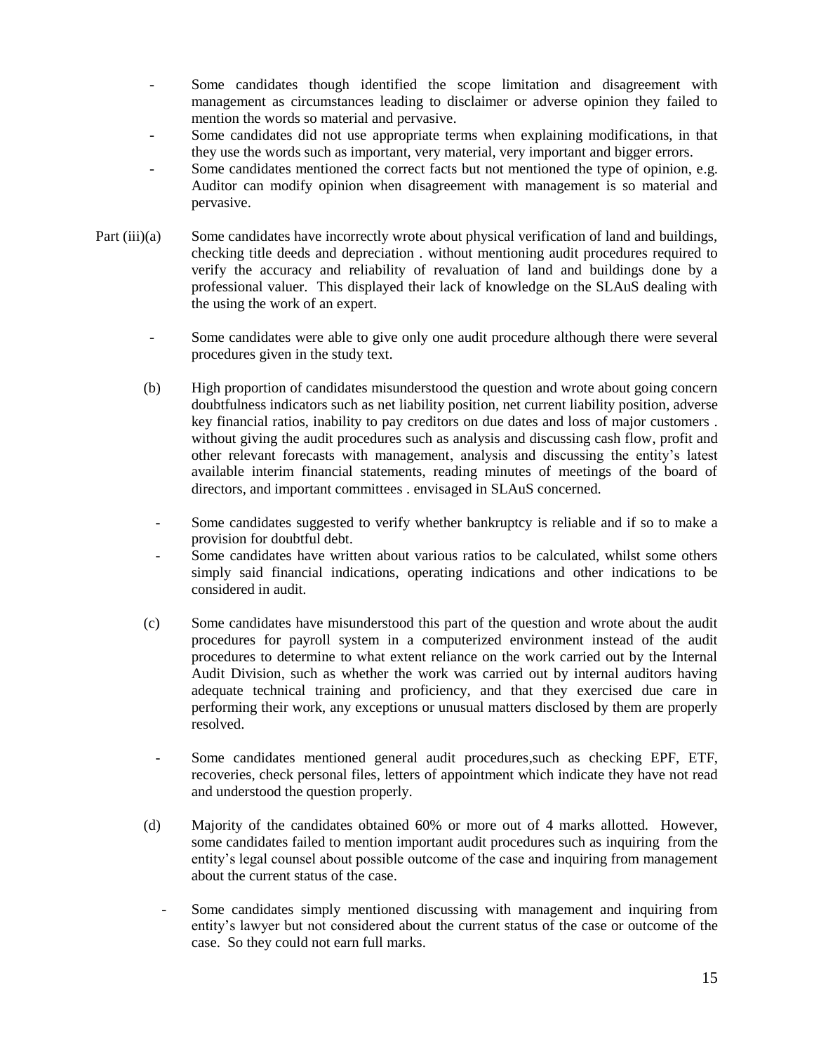- Some candidates though identified the scope limitation and disagreement with management as circumstances leading to disclaimer or adverse opinion they failed to mention the words so material and pervasive.
- Some candidates did not use appropriate terms when explaining modifications, in that they use the words such as important, very material, very important and bigger errors.
- Some candidates mentioned the correct facts but not mentioned the type of opinion, e.g. Auditor can modify opinion when disagreement with management is so material and pervasive.

Part (iii)(a) Some candidates have incorrectly wrote about physical verification of land and buildings, checking title deeds and depreciation . without mentioning audit procedures required to verify the accuracy and reliability of revaluation of land and buildings done by a professional valuer. This displayed their lack of knowledge on the SLAuS dealing with the using the work of an expert.

- Some candidates were able to give only one audit procedure although there were several procedures given in the study text.

(b) High proportion of candidates misunderstood the question and wrote about going concern doubtfulness indicators such as net liability position, net current liability position, adverse key financial ratios, inability to pay creditors on due dates and loss of major customers . without giving the audit procedures such as analysis and discussing cash flow, profit and other relevant forecasts with management, analysis and discussing the entity's latest available interim financial statements, reading minutes of meetings of the board of directors, and important committees . envisaged in SLAuS concerned.

- Some candidates suggested to verify whether bankruptcy is reliable and if so to make a provision for doubtful debt.
- Some candidates have written about various ratios to be calculated, whilst some others simply said financial indications, operating indications and other indications to be considered in audit.

(c) Some candidates have misunderstood this part of the question and wrote about the audit procedures for payroll system in a computerized environment instead of the audit procedures to determine to what extent reliance on the work carried out by the Internal Audit Division, such as whether the work was carried out by internal auditors having adequate technical training and proficiency, and that they exercised due care in performing their work, any exceptions or unusual matters disclosed by them are properly resolved.

- Some candidates mentioned general audit procedures,such as checking EPF, ETF, recoveries, check personal files, letters of appointment which indicate they have not read and understood the question properly.

(d) Majority of the candidates obtained 60% or more out of 4 marks allotted. However, some candidates failed to mention important audit procedures such as inquiring from the entity's legal counsel about possible outcome of the case and inquiring from management about the current status of the case.

- Some candidates simply mentioned discussing with management and inquiring from entity's lawyer but not considered about the current status of the case or outcome of the case. So they could not earn full marks.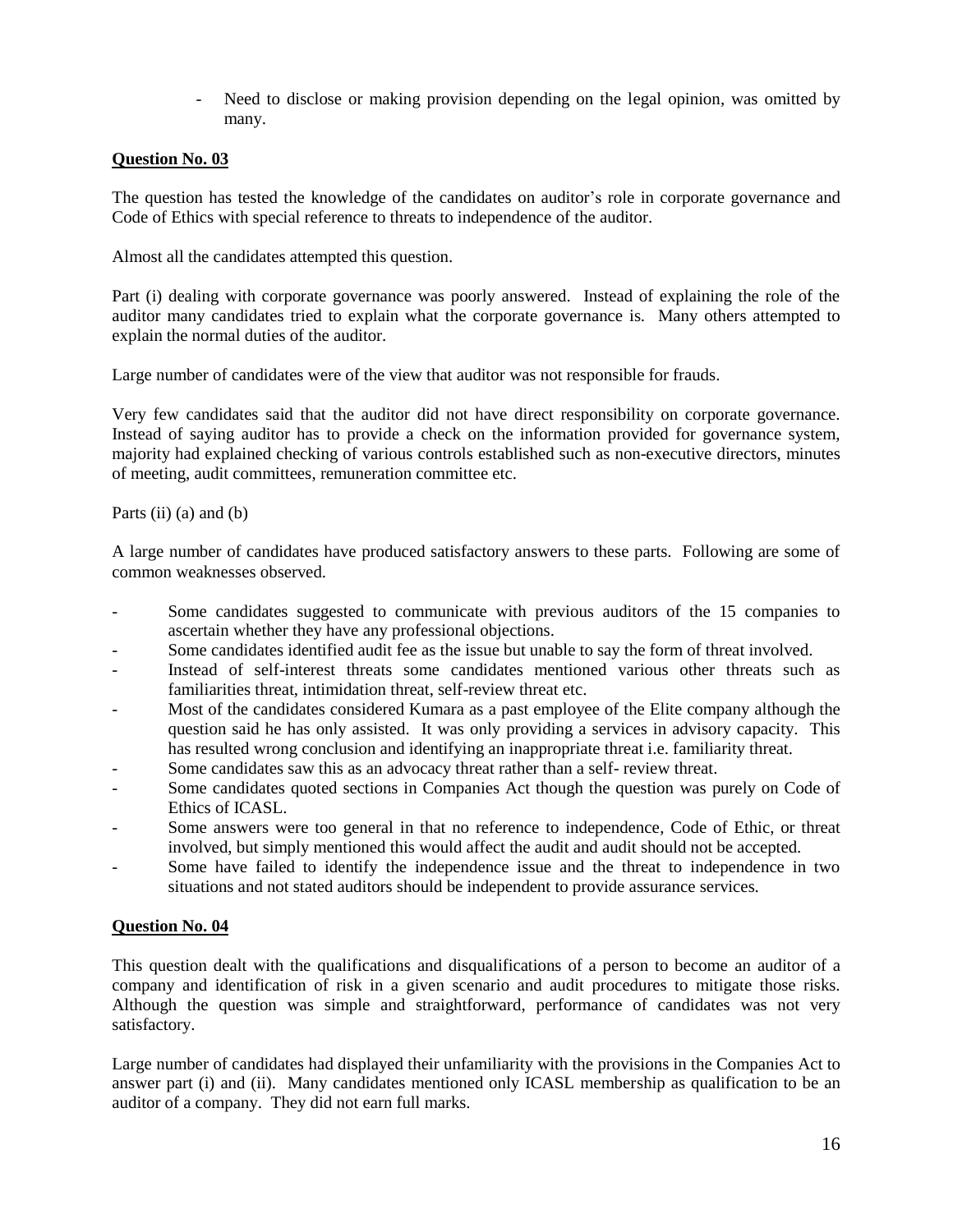- Need to disclose or making provision depending on the legal opinion, was omitted by many.

**Question No. 03**

The question has tested the knowledge of the candidates on auditor's role in corporate governance and Code of Ethics with special reference to threats to independence of the auditor.

Almost all the candidates attempted this question.

Part (i) dealing with corporate governance was poorly answered. Instead of explaining the role of the auditor many candidates tried to explain what the corporate governance is. Many others attempted to explain the normal duties of the auditor.

Large number of candidates were of the view that auditor was not responsible for frauds.

Very few candidates said that the auditor did not have direct responsibility on corporate governance. Instead of saying auditor has to provide a check on the information provided for governance system, majority had explained checking of various controls established such as non-executive directors, minutes of meeting, audit committees, remuneration committee etc.

Parts (ii) (a) and (b)

A large number of candidates have produced satisfactory answers to these parts. Following are some of common weaknesses observed.

- Some candidates suggested to communicate with previous auditors of the 15 companies to ascertain whether they have any professional objections.
- Some candidates identified audit fee as the issue but unable to say the form of threat involved.
- Instead of self-interest threats some candidates mentioned various other threats such as familiarities threat, intimidation threat, self-review threat etc.
- Most of the candidates considered Kumara as a past employee of the Elite company although the question said he has only assisted. It was only providing a services in advisory capacity. This has resulted wrong conclusion and identifying an inappropriate threat i.e. familiarity threat.
- Some candidates saw this as an advocacy threat rather than a self- review threat.
- Some candidates quoted sections in Companies Act though the question was purely on Code of Ethics of ICASL.
- Some answers were too general in that no reference to independence, Code of Ethic, or threat involved, but simply mentioned this would affect the audit and audit should not be accepted.
- Some have failed to identify the independence issue and the threat to independence in two situations and not stated auditors should be independent to provide assurance services.

**Question No. 04**

This question dealt with the qualifications and disqualifications of a person to become an auditor of a company and identification of risk in a given scenario and audit procedures to mitigate those risks. Although the question was simple and straightforward, performance of candidates was not very satisfactory.

Large number of candidates had displayed their unfamiliarity with the provisions in the Companies Act to answer part (i) and (ii). Many candidates mentioned only ICASL membership as qualification to be an auditor of a company. They did not earn full marks.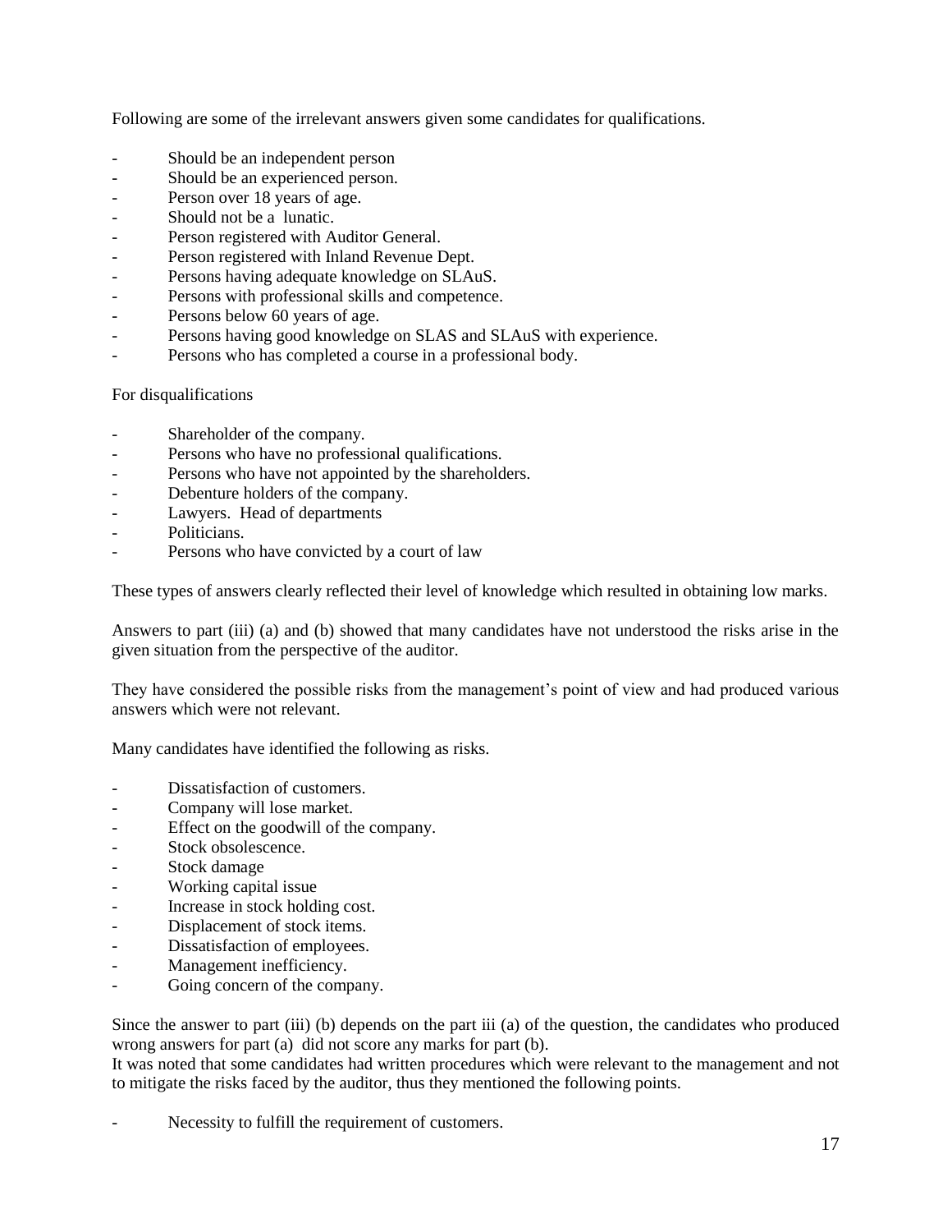Following are some of the irrelevant answers given some candidates for qualifications.

- Should be an independent person
- Should be an experienced person.
- Person over 18 years of age.
- Should not be a lunatic.
- Person registered with Auditor General.
- Person registered with Inland Revenue Dept.
- Persons having adequate knowledge on SLAuS.
- Persons with professional skills and competence.
- Persons below 60 years of age.
- Persons having good knowledge on SLAS and SLAuS with experience.
- Persons who has completed a course in a professional body.

For disqualifications

- Shareholder of the company.
- Persons who have no professional qualifications.
- Persons who have not appointed by the shareholders.
- Debenture holders of the company.
- Lawyers. Head of departments
- Politicians.
- Persons who have convicted by a court of law

These types of answers clearly reflected their level of knowledge which resulted in obtaining low marks.

Answers to part (iii) (a) and (b) showed that many candidates have not understood the risks arise in the given situation from the perspective of the auditor.

They have considered the possible risks from the management's point of view and had produced various answers which were not relevant.

Many candidates have identified the following as risks.

- Dissatisfaction of customers.
- Company will lose market.
- Effect on the goodwill of the company.
- Stock obsolescence.
- Stock damage
- Working capital issue
- Increase in stock holding cost.
- Displacement of stock items.
- Dissatisfaction of employees.
- Management inefficiency.
- Going concern of the company.

Since the answer to part (iii) (b) depends on the part iii (a) of the question, the candidates who produced wrong answers for part (a) did not score any marks for part (b).
It was noted that some candidates had written procedures which were relevant to the management and not to mitigate the risks faced by the auditor, thus they mentioned the following points.

- Necessity to fulfill the requirement of customers.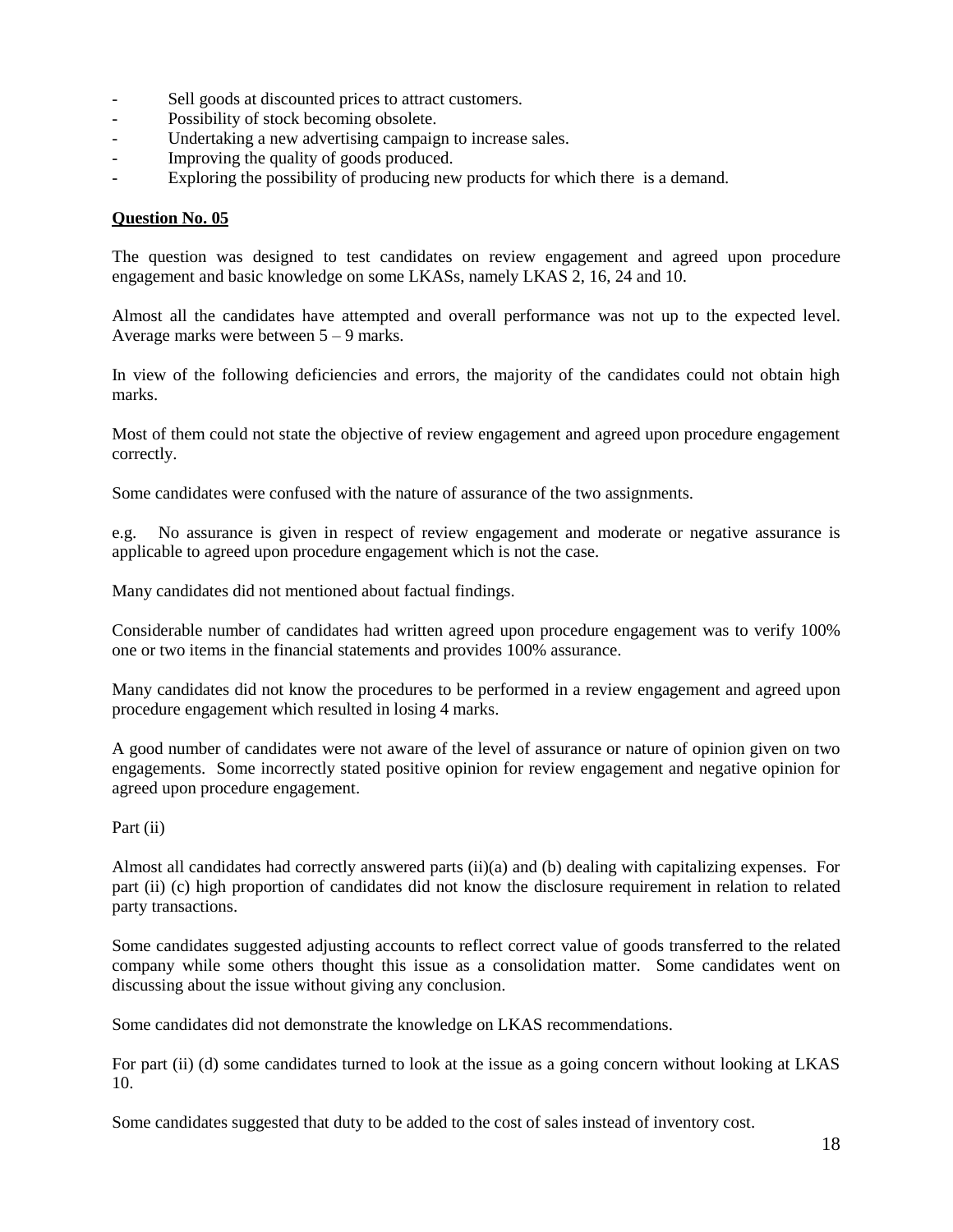- Sell goods at discounted prices to attract customers.
- Possibility of stock becoming obsolete.
- Undertaking a new advertising campaign to increase sales.
- Improving the quality of goods produced.
- Exploring the possibility of producing new products for which there is a demand.

**Question No. 05**

The question was designed to test candidates on review engagement and agreed upon procedure engagement and basic knowledge on some LKASs, namely LKAS 2, 16, 24 and 10.

Almost all the candidates have attempted and overall performance was not up to the expected level. Average marks were between 5 – 9 marks.

In view of the following deficiencies and errors, the majority of the candidates could not obtain high marks.

Most of them could not state the objective of review engagement and agreed upon procedure engagement correctly.

Some candidates were confused with the nature of assurance of the two assignments.

e.g. No assurance is given in respect of review engagement and moderate or negative assurance is applicable to agreed upon procedure engagement which is not the case.

Many candidates did not mentioned about factual findings.

Considerable number of candidates had written agreed upon procedure engagement was to verify 100% one or two items in the financial statements and provides 100% assurance.

Many candidates did not know the procedures to be performed in a review engagement and agreed upon procedure engagement which resulted in losing 4 marks.

A good number of candidates were not aware of the level of assurance or nature of opinion given on two engagements. Some incorrectly stated positive opinion for review engagement and negative opinion for agreed upon procedure engagement.

Part (ii)

Almost all candidates had correctly answered parts (ii)(a) and (b) dealing with capitalizing expenses. For part (ii) (c) high proportion of candidates did not know the disclosure requirement in relation to related party transactions.

Some candidates suggested adjusting accounts to reflect correct value of goods transferred to the related company while some others thought this issue as a consolidation matter. Some candidates went on discussing about the issue without giving any conclusion.

Some candidates did not demonstrate the knowledge on LKAS recommendations.

For part (ii) (d) some candidates turned to look at the issue as a going concern without looking at LKAS 10.

Some candidates suggested that duty to be added to the cost of sales instead of inventory cost.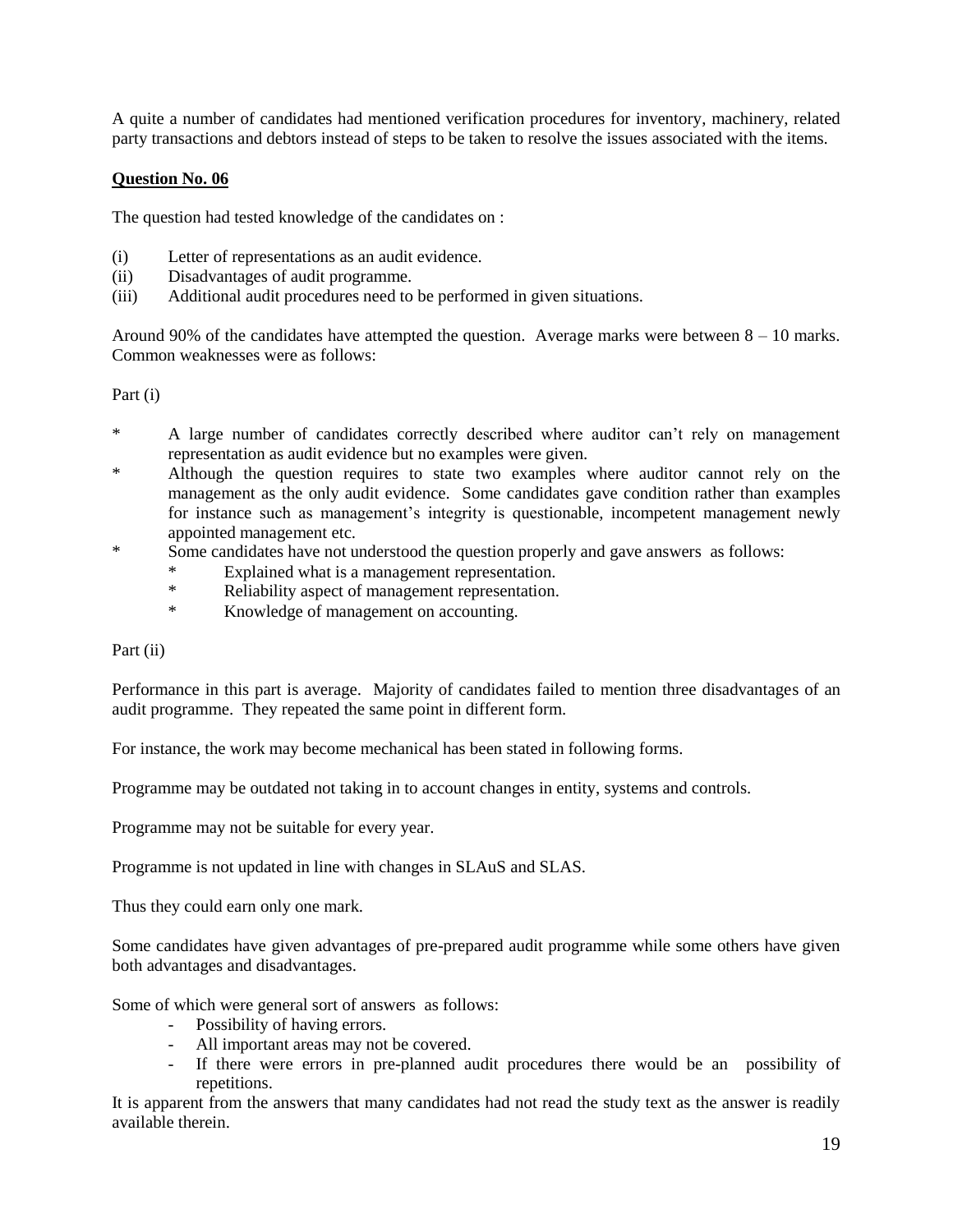A quite a number of candidates had mentioned verification procedures for inventory, machinery, related party transactions and debtors instead of steps to be taken to resolve the issues associated with the items.

**Question No. 06**

The question had tested knowledge of the candidates on :

(i) Letter of representations as an audit evidence.
(ii) Disadvantages of audit programme.
(iii) Additional audit procedures need to be performed in given situations.

Around 90% of the candidates have attempted the question. Average marks were between 8 – 10 marks. Common weaknesses were as follows:

Part (i)

* A large number of candidates correctly described where auditor can't rely on management representation as audit evidence but no examples were given.
* Although the question requires to state two examples where auditor cannot rely on the management as the only audit evidence. Some candidates gave condition rather than examples for instance such as management's integrity is questionable, incompetent management newly appointed management etc.
* Some candidates have not understood the question properly and gave answers as follows:
    * Explained what is a management representation.
    * Reliability aspect of management representation.
    * Knowledge of management on accounting.

Part (ii)

Performance in this part is average. Majority of candidates failed to mention three disadvantages of an audit programme. They repeated the same point in different form.

For instance, the work may become mechanical has been stated in following forms.

Programme may be outdated not taking in to account changes in entity, systems and controls.

Programme may not be suitable for every year.

Programme is not updated in line with changes in SLAuS and SLAS.

Thus they could earn only one mark.

Some candidates have given advantages of pre-prepared audit programme while some others have given both advantages and disadvantages.

Some of which were general sort of answers as follows:

- Possibility of having errors.
- All important areas may not be covered.
- If there were errors in pre-planned audit procedures there would be an possibility of repetitions.

It is apparent from the answers that many candidates had not read the study text as the answer is readily available therein.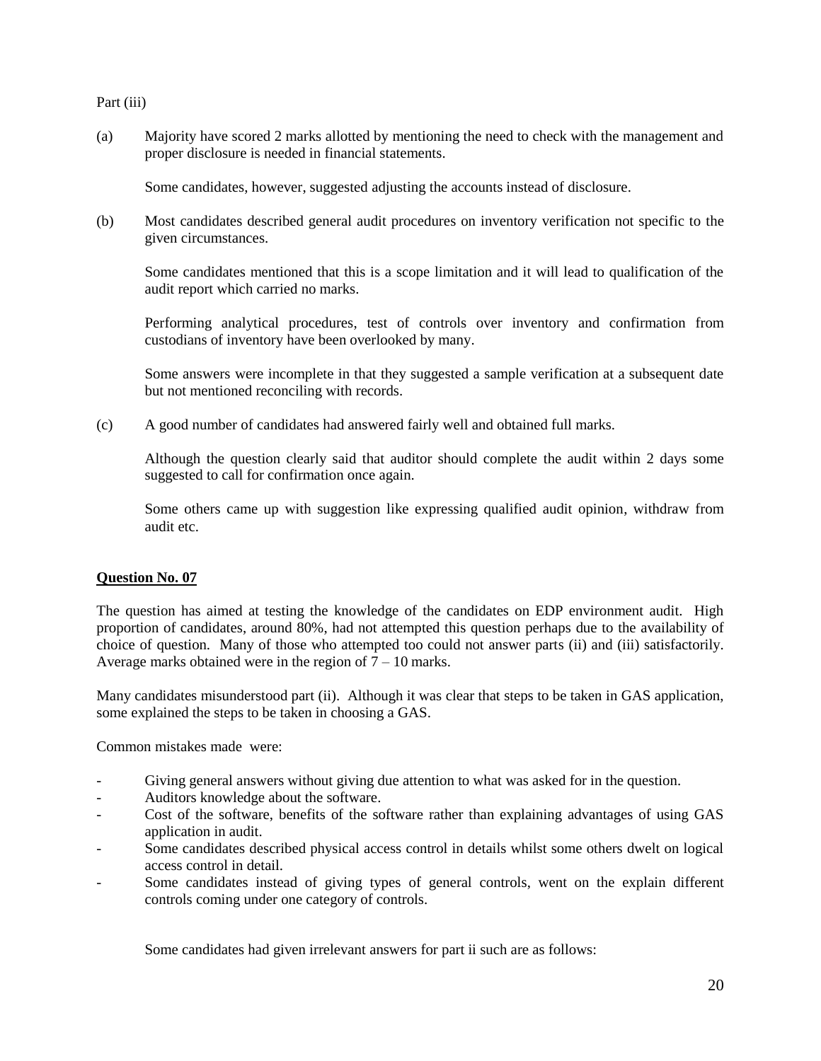Part (iii)

(a) Majority have scored 2 marks allotted by mentioning the need to check with the management and proper disclosure is needed in financial statements.

Some candidates, however, suggested adjusting the accounts instead of disclosure.

(b) Most candidates described general audit procedures on inventory verification not specific to the given circumstances.

Some candidates mentioned that this is a scope limitation and it will lead to qualification of the audit report which carried no marks.

Performing analytical procedures, test of controls over inventory and confirmation from custodians of inventory have been overlooked by many.

Some answers were incomplete in that they suggested a sample verification at a subsequent date but not mentioned reconciling with records.

(c) A good number of candidates had answered fairly well and obtained full marks.

Although the question clearly said that auditor should complete the audit within 2 days some suggested to call for confirmation once again.

Some others came up with suggestion like expressing qualified audit opinion, withdraw from audit etc.

**Question No. 07**

The question has aimed at testing the knowledge of the candidates on EDP environment audit. High proportion of candidates, around 80%, had not attempted this question perhaps due to the availability of choice of question. Many of those who attempted too could not answer parts (ii) and (iii) satisfactorily. Average marks obtained were in the region of 7 – 10 marks.

Many candidates misunderstood part (ii). Although it was clear that steps to be taken in GAS application, some explained the steps to be taken in choosing a GAS.

Common mistakes made were:

- Giving general answers without giving due attention to what was asked for in the question.
- Auditors knowledge about the software.
- Cost of the software, benefits of the software rather than explaining advantages of using GAS application in audit.
- Some candidates described physical access control in details whilst some others dwelt on logical access control in detail.
- Some candidates instead of giving types of general controls, went on the explain different controls coming under one category of controls.

Some candidates had given irrelevant answers for part ii such are as follows: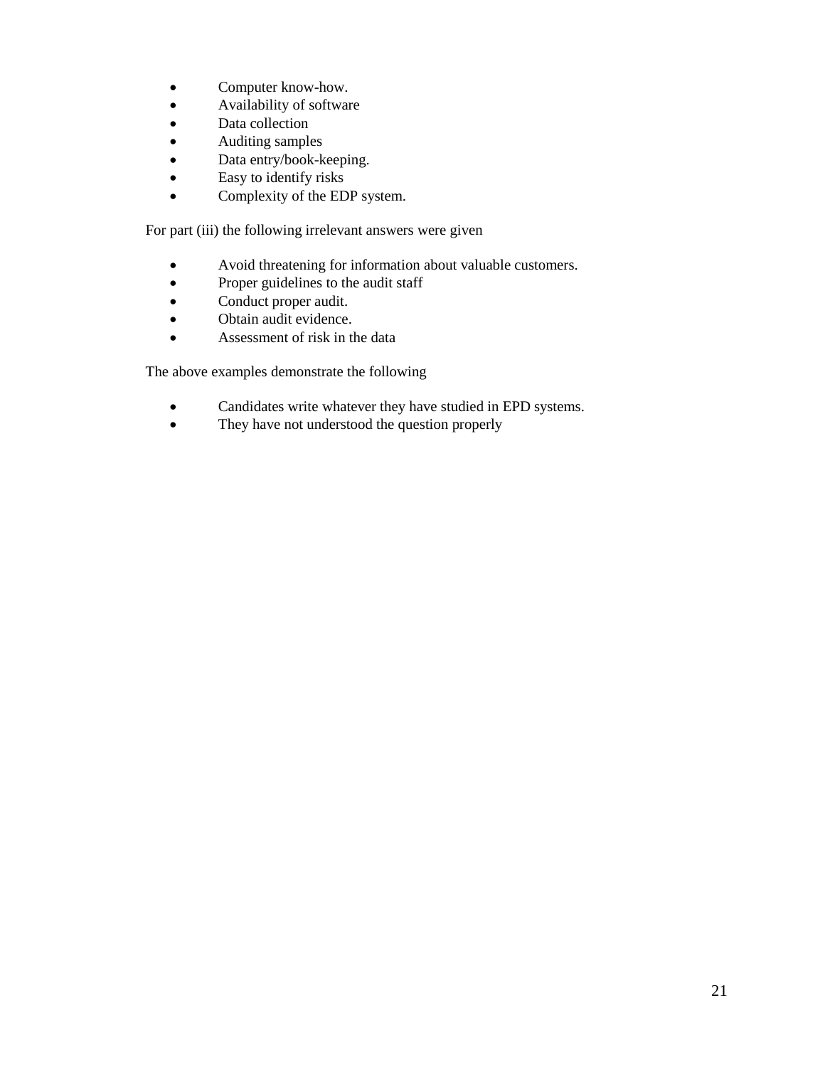- Computer know-how.
- Availability of software
- Data collection
- Auditing samples
- Data entry/book-keeping.
- Easy to identify risks
- Complexity of the EDP system.

For part (iii) the following irrelevant answers were given

- Avoid threatening for information about valuable customers.
- Proper guidelines to the audit staff
- Conduct proper audit.
- Obtain audit evidence.
- Assessment of risk in the data

The above examples demonstrate the following

- Candidates write whatever they have studied in EPD systems.
- They have not understood the question properly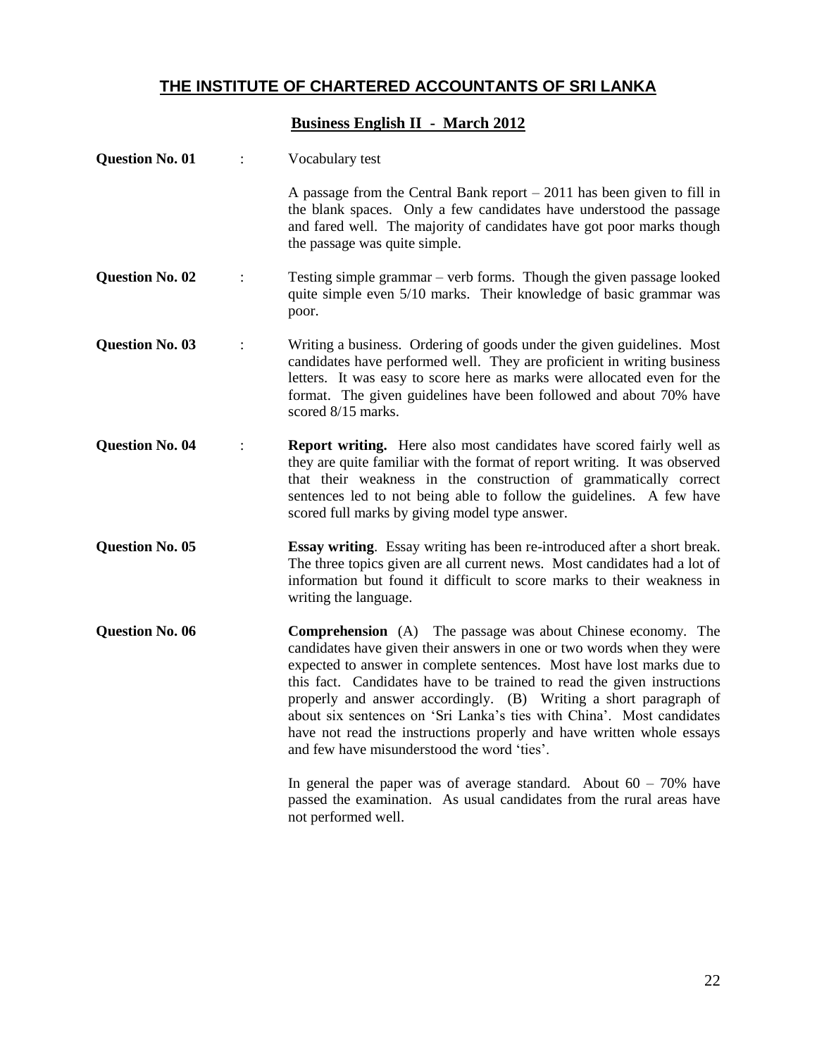# THE INSTITUTE OF CHARTERED ACCOUNTANTS OF SRI LANKA

## Business English II - March 2012

**Question No. 01** : Vocabulary test

A passage from the Central Bank report – 2011 has been given to fill in the blank spaces. Only a few candidates have understood the passage and fared well. The majority of candidates have got poor marks though the passage was quite simple.

**Question No. 02** : Testing simple grammar – verb forms. Though the given passage looked quite simple even 5/10 marks. Their knowledge of basic grammar was poor.

**Question No. 03** : Writing a business. Ordering of goods under the given guidelines. Most candidates have performed well. They are proficient in writing business letters. It was easy to score here as marks were allocated even for the format. The given guidelines have been followed and about 70% have scored 8/15 marks.

**Question No. 04** : **Report writing.** Here also most candidates have scored fairly well as they are quite familiar with the format of report writing. It was observed that their weakness in the construction of grammatically correct sentences led to not being able to follow the guidelines. A few have scored full marks by giving model type answer.

**Question No. 05** **Essay writing**. Essay writing has been re-introduced after a short break. The three topics given are all current news. Most candidates had a lot of information but found it difficult to score marks to their weakness in writing the language.

**Question No. 06** **Comprehension** (A) The passage was about Chinese economy. The candidates have given their answers in one or two words when they were expected to answer in complete sentences. Most have lost marks due to this fact. Candidates have to be trained to read the given instructions properly and answer accordingly. (B) Writing a short paragraph of about six sentences on 'Sri Lanka's ties with China'. Most candidates have not read the instructions properly and have written whole essays and few have misunderstood the word 'ties'.

In general the paper was of average standard. About 60 – 70% have passed the examination. As usual candidates from the rural areas have not performed well.